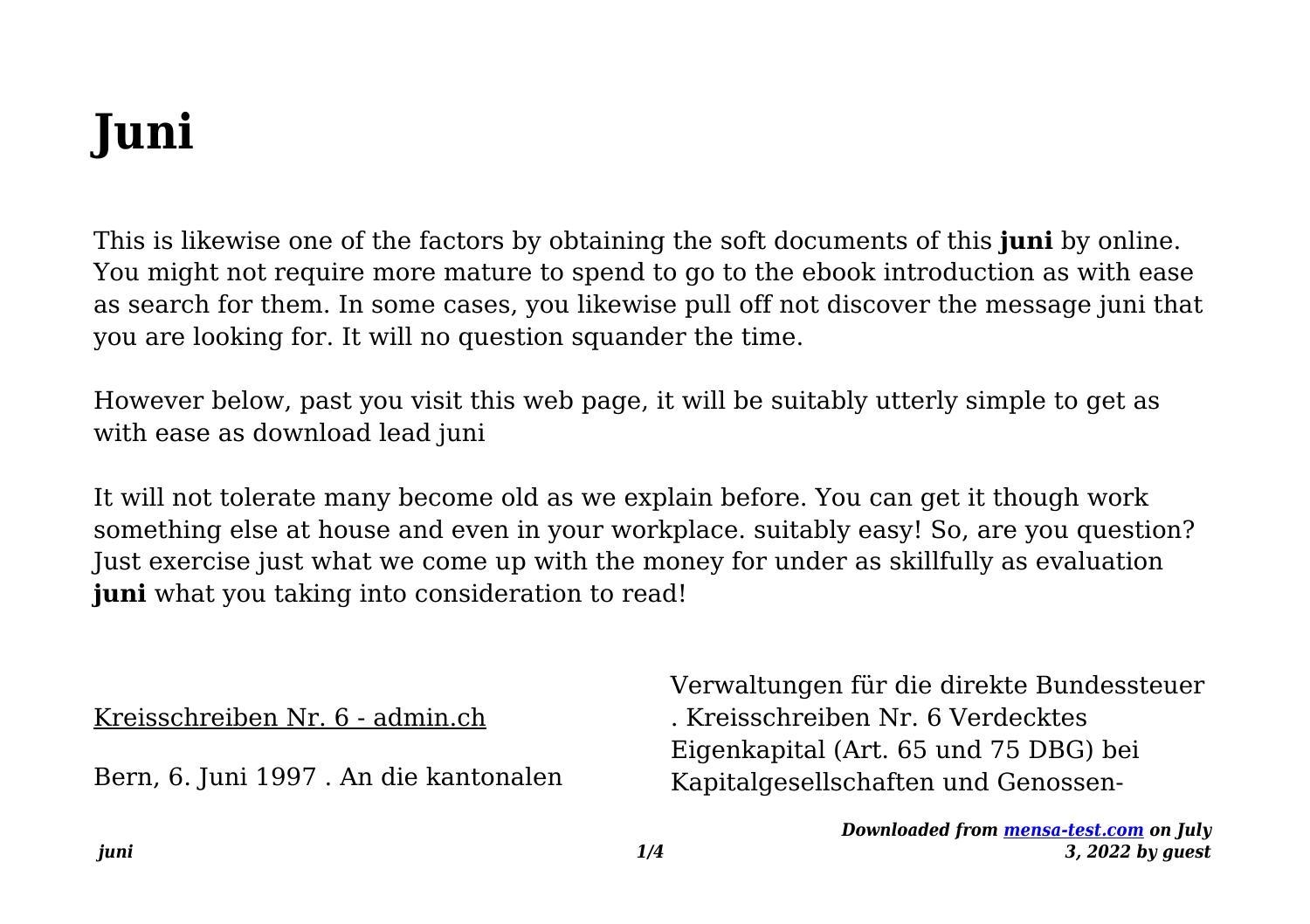# Juni

This is likewise one of the factors by obtaining the soft documents of this **juni** by online. You might not require more mature to spend to go to the ebook introduction as with ease as search for them. In some cases, you likewise pull off not discover the message juni that you are looking for. It will no question squander the time.

However below, past you visit this web page, it will be suitably utterly simple to get as with ease as download lead juni

It will not tolerate many become old as we explain before. You can get it though work something else at house and even in your workplace. suitably easy! So, are you question? Just exercise just what we come up with the money for under as skillfully as evaluation **juni** what you taking into consideration to read!

Kreisschreiben Nr. 6 - admin.ch

Bern, 6. Juni 1997 . An die kantonalen Verwaltungen für die direkte Bundessteuer . Kreisschreiben Nr. 6 Verdecktes Eigenkapital (Art. 65 und 75 DBG) bei Kapitalgesellschaften und Genossen-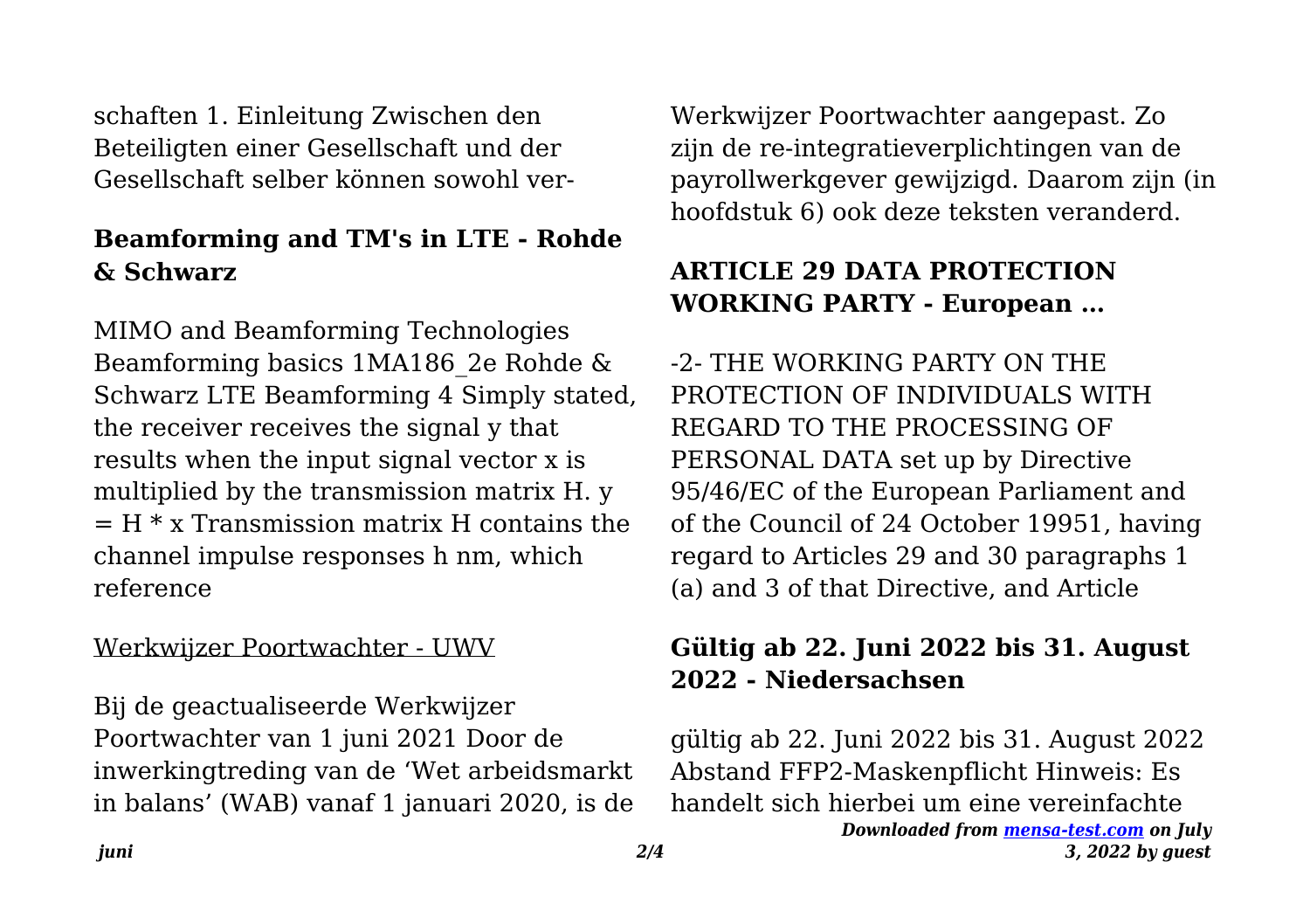schaften 1. Einleitung Zwischen den Beteiligten einer Gesellschaft und der Gesellschaft selber können sowohl ver-

## Beamforming and TM's in LTE - Rohde & Schwarz

MIMO and Beamforming Technologies Beamforming basics 1MA186_2e Rohde & Schwarz LTE Beamforming 4 Simply stated, the receiver receives the signal y that results when the input signal vector x is multiplied by the transmission matrix H. $y = H * x$ Transmission matrix H contains the channel impulse responses $h_{nm}$, which reference

## Werkwijzer Poortwachter - UWV

Bij de geactualiseerde Werkwijzer Poortwachter van 1 juni 2021 Door de inwerkingtreding van de 'Wet arbeidsmarkt in balans' (WAB) vanaf 1 januari 2020, is de Werkwijzer Poortwachter aangepast. Zo zijn de re-integratieverplichtingen van de payrollwerkgever gewijzigd. Daarom zijn (in hoofdstuk 6) ook deze teksten veranderd.

## ARTICLE 29 DATA PROTECTION WORKING PARTY - European …

-2- THE WORKING PARTY ON THE PROTECTION OF INDIVIDUALS WITH REGARD TO THE PROCESSING OF PERSONAL DATA set up by Directive 95/46/EC of the European Parliament and of the Council of 24 October 19951, having regard to Articles 29 and 30 paragraphs 1 (a) and 3 of that Directive, and Article

## Gültig ab 22. Juni 2022 bis 31. August 2022 - Niedersachsen

gültig ab 22. Juni 2022 bis 31. August 2022 Abstand FFP2-Maskenpflicht Hinweis: Es handelt sich hierbei um eine vereinfachte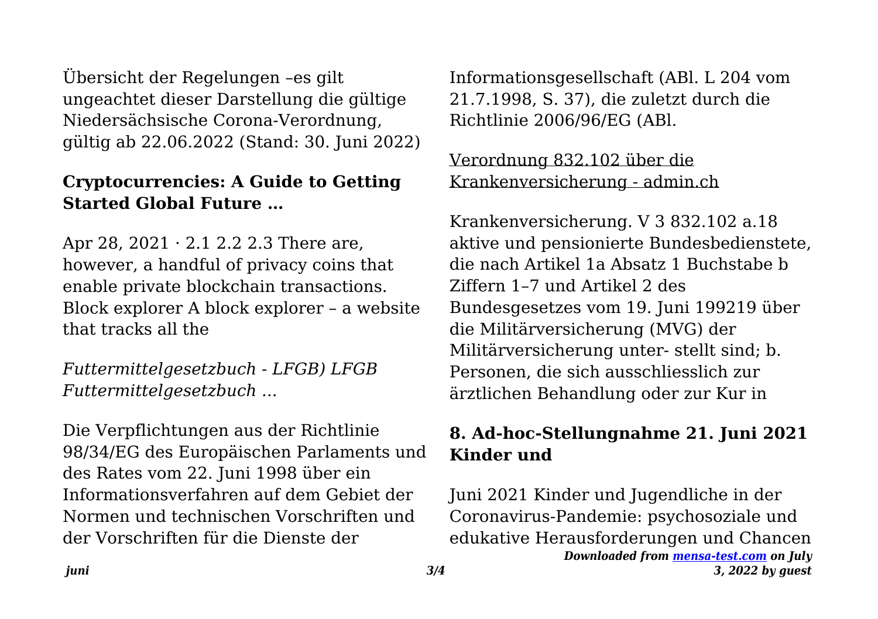Übersicht der Regelungen –es gilt ungeachtet dieser Darstellung die gültige Niedersächsische Corona-Verordnung, gültig ab 22.06.2022 (Stand: 30. Juni 2022)

## Cryptocurrencies: A Guide to Getting Started Global Future …

Apr 28, 2021 · 2.1 2.2 2.3 There are, however, a handful of privacy coins that enable private blockchain transactions. Block explorer A block explorer – a website that tracks all the

*Futtermittelgesetzbuch - LFGB) LFGB Futtermittelgesetzbuch ...*

Die Verpflichtungen aus der Richtlinie 98/34/EG des Europäischen Parlaments und des Rates vom 22. Juni 1998 über ein Informationsverfahren auf dem Gebiet der Normen und technischen Vorschriften und der Vorschriften für die Dienste der Informationsgesellschaft (ABl. L 204 vom 21.7.1998, S. 37), die zuletzt durch die Richtlinie 2006/96/EG (ABl.

Verordnung 832.102 über die Krankenversicherung - admin.ch

Krankenversicherung. V 3 832.102 a.18 aktive und pensionierte Bundesbedienstete, die nach Artikel 1a Absatz 1 Buchstabe b Ziffern 1–7 und Artikel 2 des Bundesgesetzes vom 19. Juni 199219 über die Militärversicherung (MVG) der Militärversicherung unter- stellt sind; b. Personen, die sich ausschliesslich zur ärztlichen Behandlung oder zur Kur in

## 8. Ad-hoc-Stellungnahme 21. Juni 2021 Kinder und

Juni 2021 Kinder und Jugendliche in der Coronavirus-Pandemie: psychosoziale und edukative Herausforderungen und Chancen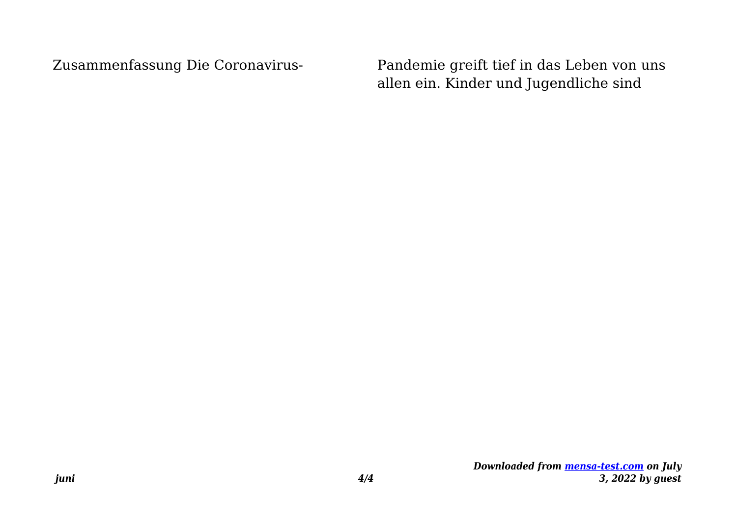Zusammenfassung Die Coronavirus-Pandemie greift tief in das Leben von uns allen ein. Kinder und Jugendliche sind